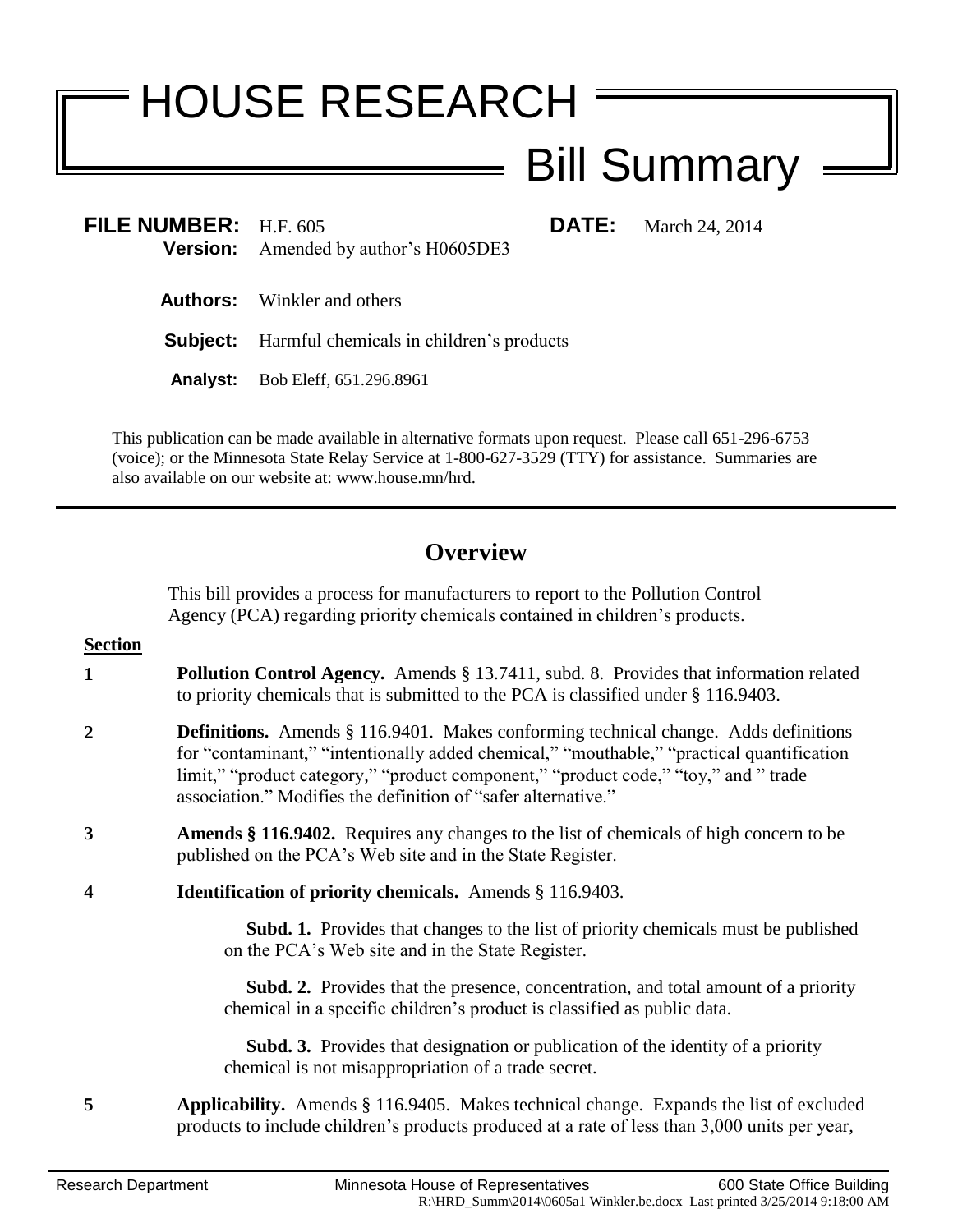# HOUSE RESEARCH

## Bill Summary

**FILE NUMBER:** H.F. 605 **DATE:** March 24, 2014

**Version:** Amended by author's H0605DE3

**Authors:** Winkler and others

**Subject:** Harmful chemicals in children's products

**Analyst:** Bob Eleff, 651.296.8961

This publication can be made available in alternative formats upon request. Please call 651-296-6753 (voice); or the Minnesota State Relay Service at 1-800-627-3529 (TTY) for assistance. Summaries are also available on our website at: www.house.mn/hrd.

---

## Overview

This bill provides a process for manufacturers to report to the Pollution Control Agency (PCA) regarding priority chemicals contained in children's products.

**Section**

**1** **Pollution Control Agency.** Amends § 13.7411, subd. 8. Provides that information related to priority chemicals that is submitted to the PCA is classified under § 116.9403.

**2** **Definitions.** Amends § 116.9401. Makes conforming technical change. Adds definitions for "contaminant," "intentionally added chemical," "mouthable," "practical quantification limit," "product category," "product component," "product code," "toy," and " trade association." Modifies the definition of "safer alternative."

**3** **Amends § 116.9402.** Requires any changes to the list of chemicals of high concern to be published on the PCA's Web site and in the State Register.

**4** **Identification of priority chemicals.** Amends § 116.9403.

**Subd. 1.** Provides that changes to the list of priority chemicals must be published on the PCA's Web site and in the State Register.

**Subd. 2.** Provides that the presence, concentration, and total amount of a priority chemical in a specific children's product is classified as public data.

**Subd. 3.** Provides that designation or publication of the identity of a priority chemical is not misappropriation of a trade secret.

**5** **Applicability.** Amends § 116.9405. Makes technical change. Expands the list of excluded products to include children's products produced at a rate of less than 3,000 units per year,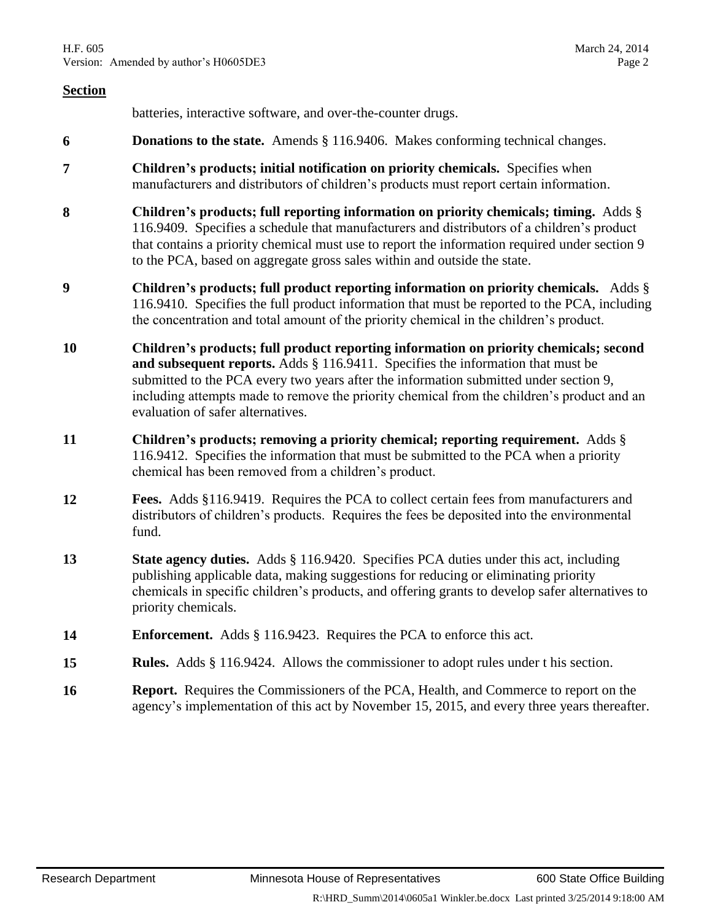| Section | |
|---|---|
| | batteries, interactive software, and over-the-counter drugs. |
| **6** | **Donations to the state.** Amends § 116.9406. Makes conforming technical changes. |
| **7** | **Children's products; initial notification on priority chemicals.** Specifies when manufacturers and distributors of children's products must report certain information. |
| **8** | **Children's products; full reporting information on priority chemicals; timing.** Adds § 116.9409. Specifies a schedule that manufacturers and distributors of a children's product that contains a priority chemical must use to report the information required under section 9 to the PCA, based on aggregate gross sales within and outside the state. |
| **9** | **Children's products; full product reporting information on priority chemicals.** Adds § 116.9410. Specifies the full product information that must be reported to the PCA, including the concentration and total amount of the priority chemical in the children's product. |
| **10** | **Children's products; full product reporting information on priority chemicals; second and subsequent reports.** Adds § 116.9411. Specifies the information that must be submitted to the PCA every two years after the information submitted under section 9, including attempts made to remove the priority chemical from the children's product and an evaluation of safer alternatives. |
| **11** | **Children's products; removing a priority chemical; reporting requirement.** Adds § 116.9412. Specifies the information that must be submitted to the PCA when a priority chemical has been removed from a children's product. |
| **12** | **Fees.** Adds §116.9419. Requires the PCA to collect certain fees from manufacturers and distributors of children's products. Requires the fees be deposited into the environmental fund. |
| **13** | **State agency duties.** Adds § 116.9420. Specifies PCA duties under this act, including publishing applicable data, making suggestions for reducing or eliminating priority chemicals in specific children's products, and offering grants to develop safer alternatives to priority chemicals. |
| **14** | **Enforcement.** Adds § 116.9423. Requires the PCA to enforce this act. |
| **15** | **Rules.** Adds § 116.9424. Allows the commissioner to adopt rules under t his section. |
| **16** | **Report.** Requires the Commissioners of the PCA, Health, and Commerce to report on the agency's implementation of this act by November 15, 2015, and every three years thereafter. |